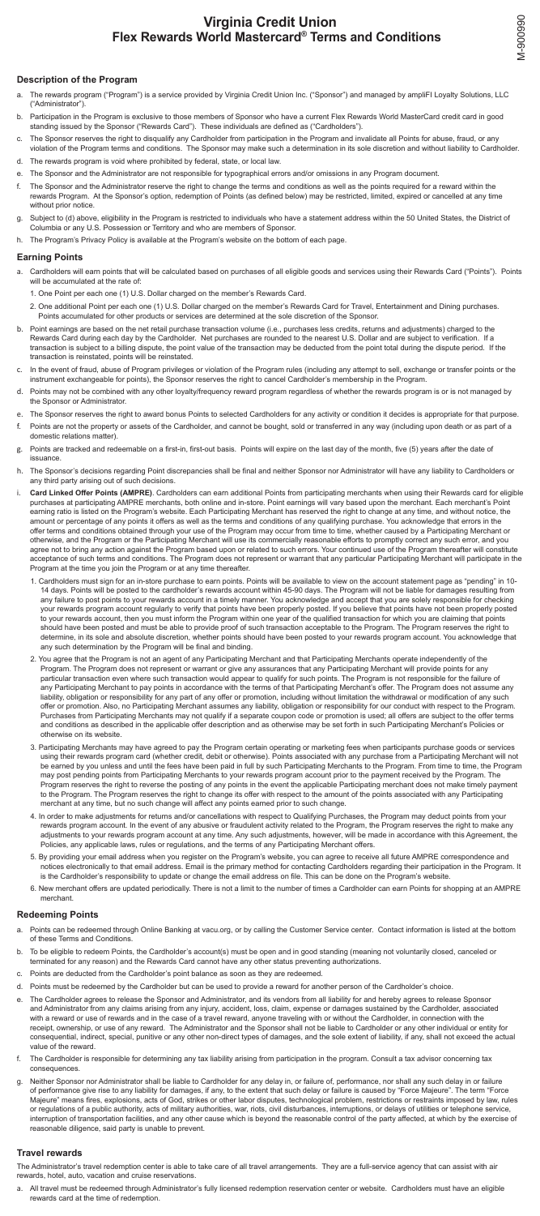# Virginia Credit Union Flex Rewards World Mastercard® Terms and Conditions

M-900990

## Description of the Program

a. The rewards program ("Program") is a service provided by Virginia Credit Union Inc. ("Sponsor") and managed by ampliFI Loyalty Solutions, LLC ("Administrator").

b. Participation in the Program is exclusive to those members of Sponsor who have a current Flex Rewards World MasterCard credit card in good standing issued by the Sponsor ("Rewards Card"). These individuals are defined as ("Cardholders").

c. The Sponsor reserves the right to disqualify any Cardholder from participation in the Program and invalidate all Points for abuse, fraud, or any violation of the Program terms and conditions. The Sponsor may make such a determination in its sole discretion and without liability to Cardholder.

d. The rewards program is void where prohibited by federal, state, or local law.

e. The Sponsor and the Administrator are not responsible for typographical errors and/or omissions in any Program document.

f. The Sponsor and the Administrator reserve the right to change the terms and conditions as well as the points required for a reward within the rewards Program. At the Sponsor's option, redemption of Points (as defined below) may be restricted, limited, expired or cancelled at any time without prior notice.

g. Subject to (d) above, eligibility in the Program is restricted to individuals who have a statement address within the 50 United States, the District of Columbia or any U.S. Possession or Territory and who are members of Sponsor.

h. The Program's Privacy Policy is available at the Program's website on the bottom of each page.

## Earning Points

a. Cardholders will earn points that will be calculated based on purchases of all eligible goods and services using their Rewards Card ("Points"). Points will be accumulated at the rate of:

   1. One Point per each one (1) U.S. Dollar charged on the member's Rewards Card.

   2. One additional Point per each one (1) U.S. Dollar charged on the member's Rewards Card for Travel, Entertainment and Dining purchases. Points accumulated for other products or services are determined at the sole discretion of the Sponsor.

b. Point earnings are based on the net retail purchase transaction volume (i.e., purchases less credits, returns and adjustments) charged to the Rewards Card during each day by the Cardholder. Net purchases are rounded to the nearest U.S. Dollar and are subject to verification. If a transaction is subject to a billing dispute, the point value of the transaction may be deducted from the point total during the dispute period. If the transaction is reinstated, points will be reinstated.

c. In the event of fraud, abuse of Program privileges or violation of the Program rules (including any attempt to sell, exchange or transfer points or the instrument exchangeable for points), the Sponsor reserves the right to cancel Cardholder's membership in the Program.

d. Points may not be combined with any other loyalty/frequency reward program regardless of whether the rewards program is or is not managed by the Sponsor or Administrator.

e. The Sponsor reserves the right to award bonus Points to selected Cardholders for any activity or condition it decides is appropriate for that purpose.

f. Points are not the property or assets of the Cardholder, and cannot be bought, sold or transferred in any way (including upon death or as part of a domestic relations matter).

g. Points are tracked and redeemable on a first-in, first-out basis. Points will expire on the last day of the month, five (5) years after the date of issuance.

h. The Sponsor's decisions regarding Point discrepancies shall be final and neither Sponsor nor Administrator will have any liability to Cardholders or any third party arising out of such decisions.

i. **Card Linked Offer Points (AMPRE)**. Cardholders can earn additional Points from participating merchants when using their Rewards card for eligible purchases at participating AMPRE merchants, both online and in-store. Point earnings will vary based upon the merchant. Each merchant's Point earning ratio is listed on the Program's website. Each Participating Merchant has reserved the right to change at any time, and without notice, the amount or percentage of any points it offers as well as the terms and conditions of any qualifying purchase. You acknowledge that errors in the offer terms and conditions obtained through your use of the Program may occur from time to time, whether caused by a Participating Merchant or otherwise, and the Program or the Participating Merchant will use its commercially reasonable efforts to promptly correct any such error, and you agree not to bring any action against the Program based upon or related to such errors. Your continued use of the Program thereafter will constitute acceptance of such terms and conditions. The Program does not represent or warrant that any particular Participating Merchant will participate in the Program at the time you join the Program or at any time thereafter.

   1. Cardholders must sign for an in-store purchase to earn points. Points will be available to view on the account statement page as "pending" in 10-14 days. Points will be posted to the cardholder's rewards account within 45-90 days. The Program will not be liable for damages resulting from any failure to post points to your rewards account in a timely manner. You acknowledge and accept that you are solely responsible for checking your rewards program account regularly to verify that points have been properly posted. If you believe that points have not been properly posted to your rewards account, then you must inform the Program within one year of the qualified transaction for which you are claiming that points should have been posted and must be able to provide proof of such transaction acceptable to the Program. The Program reserves the right to determine, in its sole and absolute discretion, whether points should have been posted to your rewards program account. You acknowledge that any such determination by the Program will be final and binding.

   2. You agree that the Program is not an agent of any Participating Merchant and that Participating Merchants operate independently of the Program. The Program does not represent or warrant or give any assurances that any Participating Merchant will provide points for any particular transaction even where such transaction would appear to qualify for such points. The Program is not responsible for the failure of any Participating Merchant to pay points in accordance with the terms of that Participating Merchant's offer. The Program does not assume any liability, obligation or responsibility for any part of any offer or promotion, including without limitation the withdrawal or modification of any such offer or promotion. Also, no Participating Merchant assumes any liability, obligation or responsibility for our conduct with respect to the Program. Purchases from Participating Merchants may not qualify if a separate coupon code or promotion is used; all offers are subject to the offer terms and conditions as described in the applicable offer description and as otherwise may be set forth in such Participating Merchant's Policies or otherwise on its website.

   3. Participating Merchants may have agreed to pay the Program certain operating or marketing fees when participants purchase goods or services using their rewards program card (whether credit, debit or otherwise). Points associated with any purchase from a Participating Merchant will not be earned by you unless and until the fees have been paid in full by such Participating Merchants to the Program. From time to time, the Program may post pending points from Participating Merchants to your rewards program account prior to the payment received by the Program. The Program reserves the right to reverse the posting of any points in the event the applicable Participating merchant does not make timely payment to the Program. The Program reserves the right to change its offer with respect to the amount of the points associated with any Participating merchant at any time, but no such change will affect any points earned prior to such change.

   4. In order to make adjustments for returns and/or cancellations with respect to Qualifying Purchases, the Program may deduct points from your rewards program account. In the event of any abusive or fraudulent activity related to the Program, the Program reserves the right to make any adjustments to your rewards program account at any time. Any such adjustments, however, will be made in accordance with this Agreement, the Policies, any applicable laws, rules or regulations, and the terms of any Participating Merchant offers.

   5. By providing your email address when you register on the Program's website, you can agree to receive all future AMPRE correspondence and notices electronically to that email address. Email is the primary method for contacting Cardholders regarding their participation in the Program. It is the Cardholder's responsibility to update or change the email address on file. This can be done on the Program's website.

   6. New merchant offers are updated periodically. There is not a limit to the number of times a Cardholder can earn Points for shopping at an AMPRE merchant.

## Redeeming Points

a. Points can be redeemed through Online Banking at vacu.org, or by calling the Customer Service center. Contact information is listed at the bottom of these Terms and Conditions.

b. To be eligible to redeem Points, the Cardholder's account(s) must be open and in good standing (meaning not voluntarily closed, canceled or terminated for any reason) and the Rewards Card cannot have any other status preventing authorizations.

c. Points are deducted from the Cardholder's point balance as soon as they are redeemed.

d. Points must be redeemed by the Cardholder but can be used to provide a reward for another person of the Cardholder's choice.

e. The Cardholder agrees to release the Sponsor and Administrator, and its vendors from all liability for and hereby agrees to release Sponsor and Administrator from any claims arising from any injury, accident, loss, claim, expense or damages sustained by the Cardholder, associated with a reward or use of rewards and in the case of a travel reward, anyone traveling with or without the Cardholder, in connection with the receipt, ownership, or use of any reward. The Administrator and the Sponsor shall not be liable to Cardholder or any other individual or entity for consequential, indirect, special, punitive or any other non-direct types of damages, and the sole extent of liability, if any, shall not exceed the actual value of the reward.

f. The Cardholder is responsible for determining any tax liability arising from participation in the program. Consult a tax advisor concerning tax consequences.

g. Neither Sponsor nor Administrator shall be liable to Cardholder for any delay in, or failure of, performance, nor shall any such delay in or failure of performance give rise to any liability for damages, if any, to the extent that such delay or failure is caused by "Force Majeure". The term "Force Majeure" means fires, explosions, acts of God, strikes or other labor disputes, technological problem, restrictions or restraints imposed by law, rules or regulations of a public authority, acts of military authorities, war, riots, civil disturbances, interruptions, or delays of utilities or telephone service, interruption of transportation facilities, and any other cause which is beyond the reasonable control of the party affected, at which by the exercise of reasonable diligence, said party is unable to prevent.

## Travel rewards

The Administrator's travel redemption center is able to take care of all travel arrangements. They are a full-service agency that can assist with air rewards, hotel, auto, vacation and cruise reservations.

a. All travel must be redeemed through Administrator's fully licensed redemption reservation center or website. Cardholders must have an eligible rewards card at the time of redemption.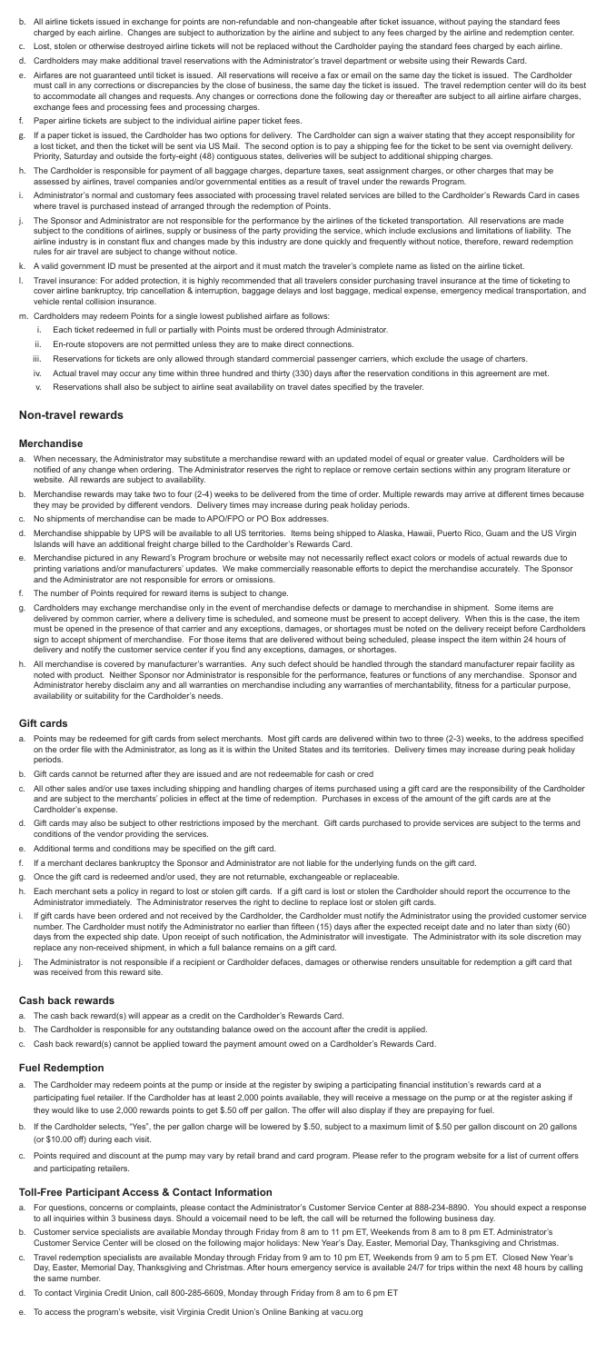b. All airline tickets issued in exchange for points are non-refundable and non-changeable after ticket issuance, without paying the standard fees charged by each airline. Changes are subject to authorization by the airline and subject to any fees charged by the airline and redemption center.
c. Lost, stolen or otherwise destroyed airline tickets will not be replaced without the Cardholder paying the standard fees charged by each airline.
d. Cardholders may make additional travel reservations with the Administrator's travel department or website using their Rewards Card.
e. Airfares are not guaranteed until ticket is issued. All reservations will receive a fax or email on the same day the ticket is issued. The Cardholder must call in any corrections or discrepancies by the close of business, the same day the ticket is issued. The travel redemption center will do its best to accommodate all changes and requests. Any changes or corrections done the following day or thereafter are subject to all airline airfare charges, exchange fees and processing fees and processing charges.
f. Paper airline tickets are subject to the individual airline paper ticket fees.
g. If a paper ticket is issued, the Cardholder has two options for delivery. The Cardholder can sign a waiver stating that they accept responsibility for a lost ticket, and then the ticket will be sent via US Mail. The second option is to pay a shipping fee for the ticket to be sent via overnight delivery. Priority, Saturday and outside the forty-eight (48) contiguous states, deliveries will be subject to additional shipping charges.
h. The Cardholder is responsible for payment of all baggage charges, departure taxes, seat assignment charges, or other charges that may be assessed by airlines, travel companies and/or governmental entities as a result of travel under the rewards Program.
i. Administrator's normal and customary fees associated with processing travel related services are billed to the Cardholder's Rewards Card in cases where travel is purchased instead of arranged through the redemption of Points.
j. The Sponsor and Administrator are not responsible for the performance by the airlines of the ticketed transportation. All reservations are made subject to the conditions of airlines, supply or business of the party providing the service, which include exclusions and limitations of liability. The airline industry is in constant flux and changes made by this industry are done quickly and frequently without notice, therefore, reward redemption rules for air travel are subject to change without notice.
k. A valid government ID must be presented at the airport and it must match the traveler's complete name as listed on the airline ticket.
l. Travel insurance: For added protection, it is highly recommended that all travelers consider purchasing travel insurance at the time of ticketing to cover airline bankruptcy, trip cancellation & interruption, baggage delays and lost baggage, medical expense, emergency medical transportation, and vehicle rental collision insurance.
m. Cardholders may redeem Points for a single lowest published airfare as follows:
   i. Each ticket redeemed in full or partially with Points must be ordered through Administrator.
   ii. En-route stopovers are not permitted unless they are to make direct connections.
   iii. Reservations for tickets are only allowed through standard commercial passenger carriers, which exclude the usage of charters.
   iv. Actual travel may occur any time within three hundred and thirty (330) days after the reservation conditions in this agreement are met.
   v. Reservations shall also be subject to airline seat availability on travel dates specified by the traveler.

## Non-travel rewards

### Merchandise

a. When necessary, the Administrator may substitute a merchandise reward with an updated model of equal or greater value. Cardholders will be notified of any change when ordering. The Administrator reserves the right to replace or remove certain sections within any program literature or website. All rewards are subject to availability.
b. Merchandise rewards may take two to four (2-4) weeks to be delivered from the time of order. Multiple rewards may arrive at different times because they may be provided by different vendors. Delivery times may increase during peak holiday periods.
c. No shipments of merchandise can be made to APO/FPO or PO Box addresses.
d. Merchandise shippable by UPS will be available to all US territories. Items being shipped to Alaska, Hawaii, Puerto Rico, Guam and the US Virgin Islands will have an additional freight charge billed to the Cardholder's Rewards Card.
e. Merchandise pictured in any Reward's Program brochure or website may not necessarily reflect exact colors or models of actual rewards due to printing variations and/or manufacturers' updates. We make commercially reasonable efforts to depict the merchandise accurately. The Sponsor and the Administrator are not responsible for errors or omissions.
f. The number of Points required for reward items is subject to change.
g. Cardholders may exchange merchandise only in the event of merchandise defects or damage to merchandise in shipment. Some items are delivered by common carrier, where a delivery time is scheduled, and someone must be present to accept delivery. When this is the case, the item must be opened in the presence of that carrier and any exceptions, damages, or shortages must be noted on the delivery receipt before Cardholders sign to accept shipment of merchandise. For those items that are delivered without being scheduled, please inspect the item within 24 hours of delivery and notify the customer service center if you find any exceptions, damages, or shortages.
h. All merchandise is covered by manufacturer's warranties. Any such defect should be handled through the standard manufacturer repair facility as noted with product. Neither Sponsor nor Administrator is responsible for the performance, features or functions of any merchandise. Sponsor and Administrator hereby disclaim any and all warranties on merchandise including any warranties of merchantability, fitness for a particular purpose, availability or suitability for the Cardholder's needs.

### Gift cards

a. Points may be redeemed for gift cards from select merchants. Most gift cards are delivered within two to three (2-3) weeks, to the address specified on the order file with the Administrator, as long as it is within the United States and its territories. Delivery times may increase during peak holiday periods.
b. Gift cards cannot be returned after they are issued and are not redeemable for cash or cred
c. All other sales and/or use taxes including shipping and handling charges of items purchased using a gift card are the responsibility of the Cardholder and are subject to the merchants' policies in effect at the time of redemption. Purchases in excess of the amount of the gift cards are at the Cardholder's expense.
d. Gift cards may also be subject to other restrictions imposed by the merchant. Gift cards purchased to provide services are subject to the terms and conditions of the vendor providing the services.
e. Additional terms and conditions may be specified on the gift card.
f. If a merchant declares bankruptcy the Sponsor and Administrator are not liable for the underlying funds on the gift card.
g. Once the gift card is redeemed and/or used, they are not returnable, exchangeable or replaceable.
h. Each merchant sets a policy in regard to lost or stolen gift cards. If a gift card is lost or stolen the Cardholder should report the occurrence to the Administrator immediately. The Administrator reserves the right to decline to replace lost or stolen gift cards.
i. If gift cards have been ordered and not received by the Cardholder, the Cardholder must notify the Administrator using the provided customer service number. The Cardholder must notify the Administrator no earlier than fifteen (15) days after the expected receipt date and no later than sixty (60) days from the expected ship date. Upon receipt of such notification, the Administrator will investigate. The Administrator with its sole discretion may replace any non-received shipment, in which a full balance remains on a gift card.
j. The Administrator is not responsible if a recipient or Cardholder defaces, damages or otherwise renders unsuitable for redemption a gift card that was received from this reward site.

### Cash back rewards

a. The cash back reward(s) will appear as a credit on the Cardholder's Rewards Card.
b. The Cardholder is responsible for any outstanding balance owed on the account after the credit is applied.
c. Cash back reward(s) cannot be applied toward the payment amount owed on a Cardholder's Rewards Card.

### Fuel Redemption

a. The Cardholder may redeem points at the pump or inside at the register by swiping a participating financial institution's rewards card at a participating fuel retailer. If the Cardholder has at least 2,000 points available, they will receive a message on the pump or at the register asking if they would like to use 2,000 rewards points to get $.50 off per gallon. The offer will also display if they are prepaying for fuel.
b. If the Cardholder selects, "Yes", the per gallon charge will be lowered by $.50, subject to a maximum limit of $.50 per gallon discount on 20 gallons (or $10.00 off) during each visit.
c. Points required and discount at the pump may vary by retail brand and card program. Please refer to the program website for a list of current offers and participating retailers.

### Toll-Free Participant Access & Contact Information

a. For questions, concerns or complaints, please contact the Administrator's Customer Service Center at 888-234-8890. You should expect a response to all inquiries within 3 business days. Should a voicemail need to be left, the call will be returned the following business day.
b. Customer service specialists are available Monday through Friday from 8 am to 11 pm ET, Weekends from 8 am to 8 pm ET. Administrator's Customer Service Center will be closed on the following major holidays: New Year's Day, Easter, Memorial Day, Thanksgiving and Christmas.
c. Travel redemption specialists are available Monday through Friday from 9 am to 10 pm ET, Weekends from 9 am to 5 pm ET. Closed New Year's Day, Easter, Memorial Day, Thanksgiving and Christmas. After hours emergency service is available 24/7 for trips within the next 48 hours by calling the same number.
d. To contact Virginia Credit Union, call 800-285-6609, Monday through Friday from 8 am to 6 pm ET
e. To access the program's website, visit Virginia Credit Union's Online Banking at vacu.org